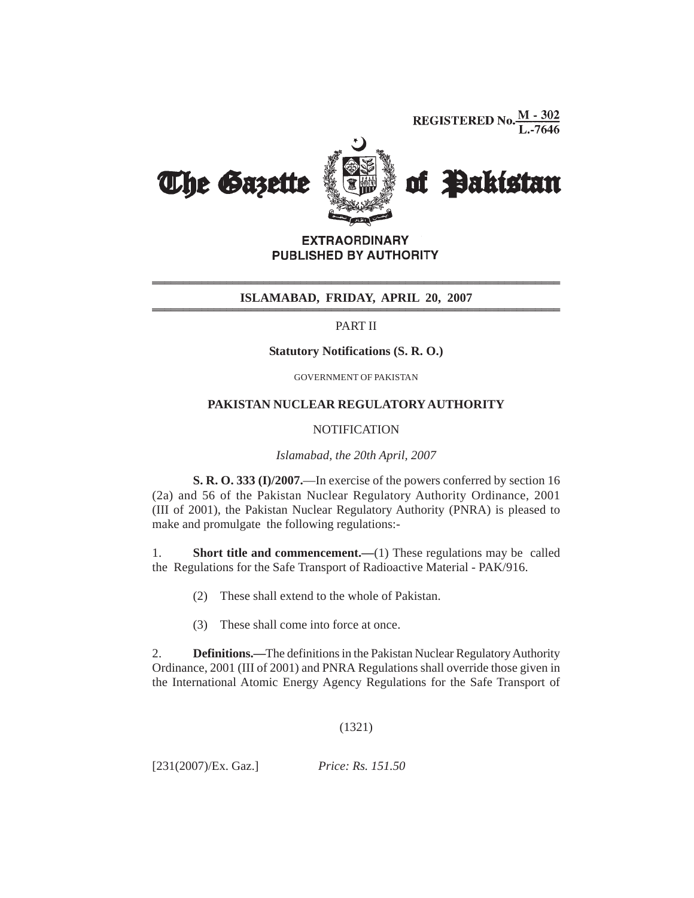REGISTERED No. M - 302 / L.-7646

# The Gazette of Pakistan

**EXTRAORDINARY**
**PUBLISHED BY AUTHORITY**

**ISLAMABAD, FRIDAY, APRIL 20, 2007**

PART II

**Statutory Notifications (S. R. O.)**

GOVERNMENT OF PAKISTAN

**PAKISTAN NUCLEAR REGULATORY AUTHORITY**

NOTIFICATION

*Islamabad, the 20th April, 2007*

**S. R. O. 333 (I)/2007.**—In exercise of the powers conferred by section 16 (2a) and 56 of the Pakistan Nuclear Regulatory Authority Ordinance, 2001 (III of 2001), the Pakistan Nuclear Regulatory Authority (PNRA) is pleased to make and promulgate the following regulations:-

1. **Short title and commencement.—**(1) These regulations may be called the Regulations for the Safe Transport of Radioactive Material - PAK/916.

   (2) These shall extend to the whole of Pakistan.

   (3) These shall come into force at once.

2. **Definitions.—**The definitions in the Pakistan Nuclear Regulatory Authority Ordinance, 2001 (III of 2001) and PNRA Regulations shall override those given in the International Atomic Energy Agency Regulations for the Safe Transport of

[231(2007)/Ex. Gaz.] *Price: Rs. 151.50*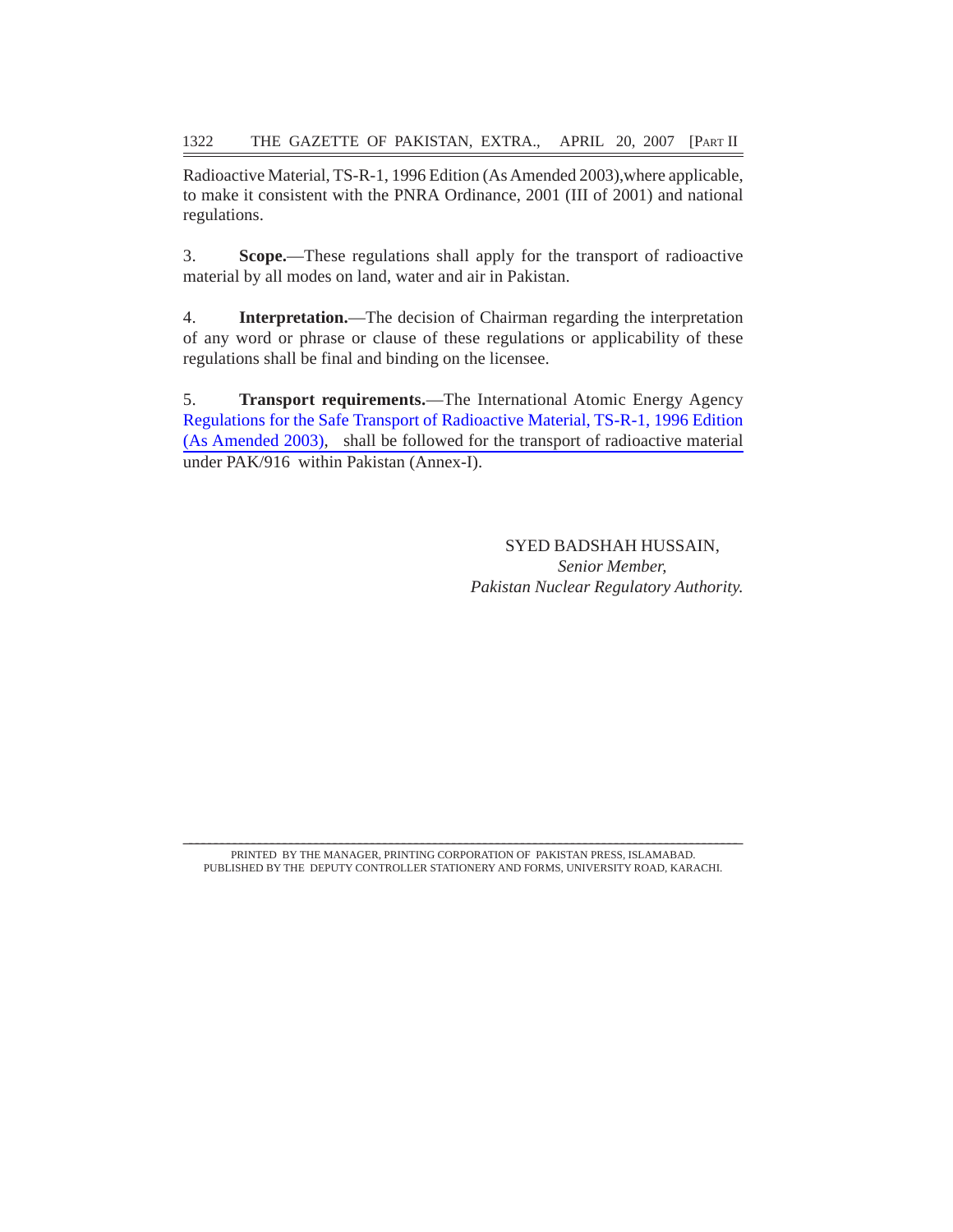Radioactive Material, TS-R-1, 1996 Edition (As Amended 2003),where applicable, to make it consistent with the PNRA Ordinance, 2001 (III of 2001) and national regulations.

3. **Scope.**—These regulations shall apply for the transport of radioactive material by all modes on land, water and air in Pakistan.

4. **Interpretation.**—The decision of Chairman regarding the interpretation of any word or phrase or clause of these regulations or applicability of these regulations shall be final and binding on the licensee.

5. **Transport requirements.**—The International Atomic Energy Agency Regulations for the Safe Transport of Radioactive Material, TS-R-1, 1996 Edition (As Amended 2003), shall be followed for the transport of radioactive material under PAK/916 within Pakistan (Annex-I).

SYED BADSHAH HUSSAIN,
*Senior Member,*
*Pakistan Nuclear Regulatory Authority.*

PRINTED BY THE MANAGER, PRINTING CORPORATION OF PAKISTAN PRESS, ISLAMABAD.
PUBLISHED BY THE DEPUTY CONTROLLER STATIONERY AND FORMS, UNIVERSITY ROAD, KARACHI.